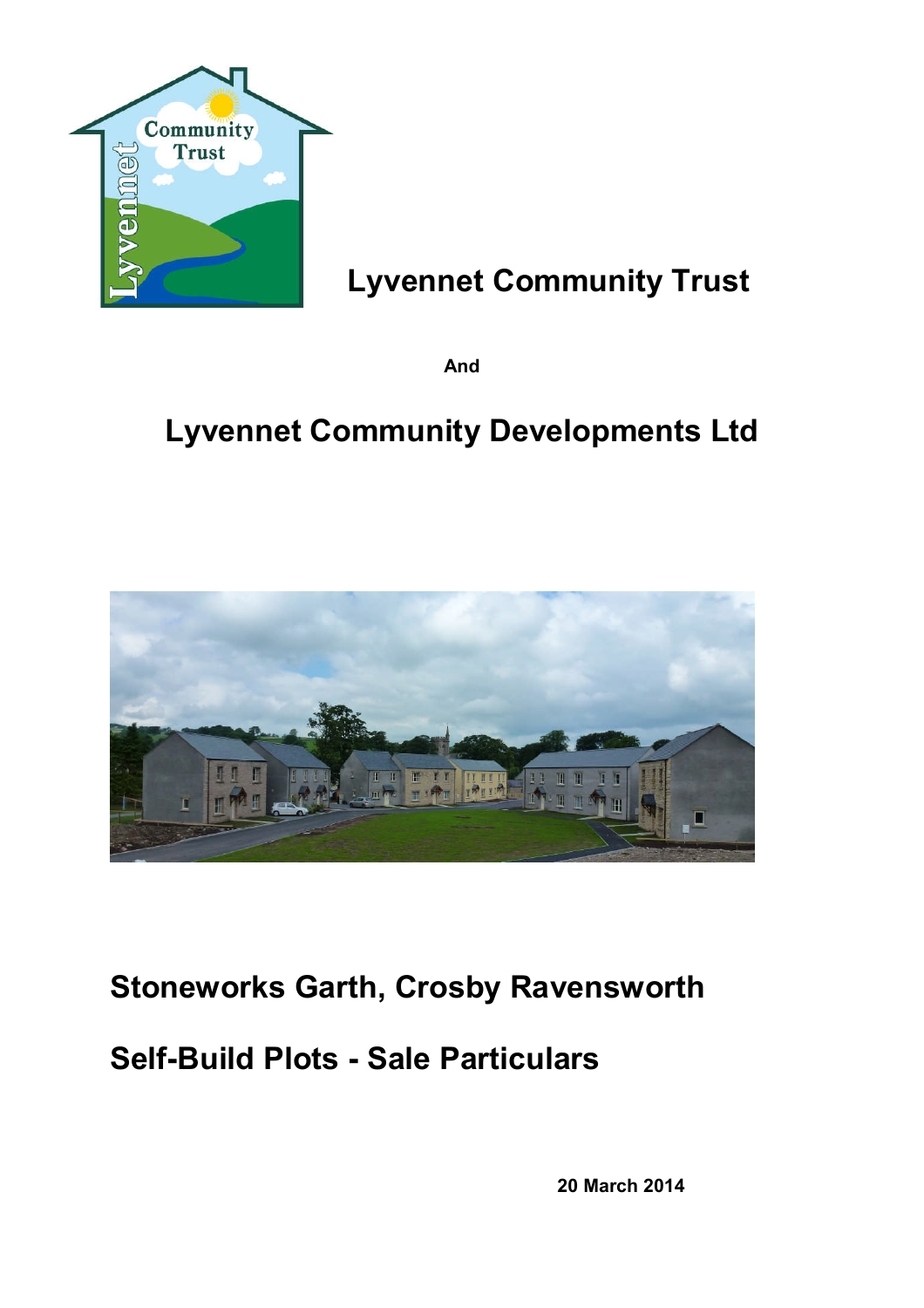# Lyvennet Community Trust

**And**

# Lyvennet Community Developments Ltd

## Stoneworks Garth, Crosby Ravensworth

## Self-Build Plots - Sale Particulars

**20 March 2014**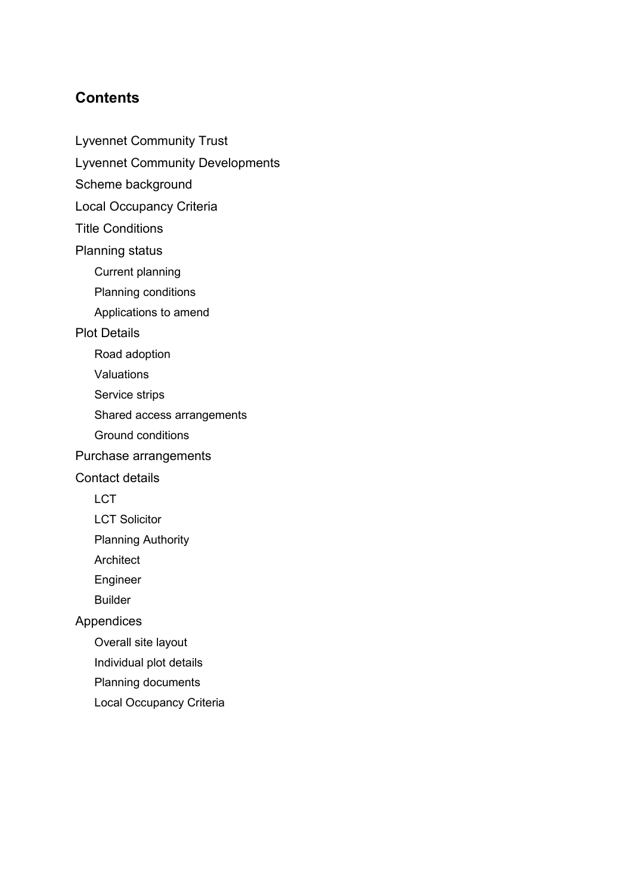## Contents

- Lyvennet Community Trust
- Lyvennet Community Developments
- Scheme background
- Local Occupancy Criteria
- Title Conditions
- Planning status
  - Current planning
  - Planning conditions
  - Applications to amend
- Plot Details
  - Road adoption
  - Valuations
  - Service strips
  - Shared access arrangements
  - Ground conditions
- Purchase arrangements
- Contact details
  - LCT
  - LCT Solicitor
  - Planning Authority
  - Architect
  - Engineer
  - Builder
- Appendices
  - Overall site layout
  - Individual plot details
  - Planning documents
  - Local Occupancy Criteria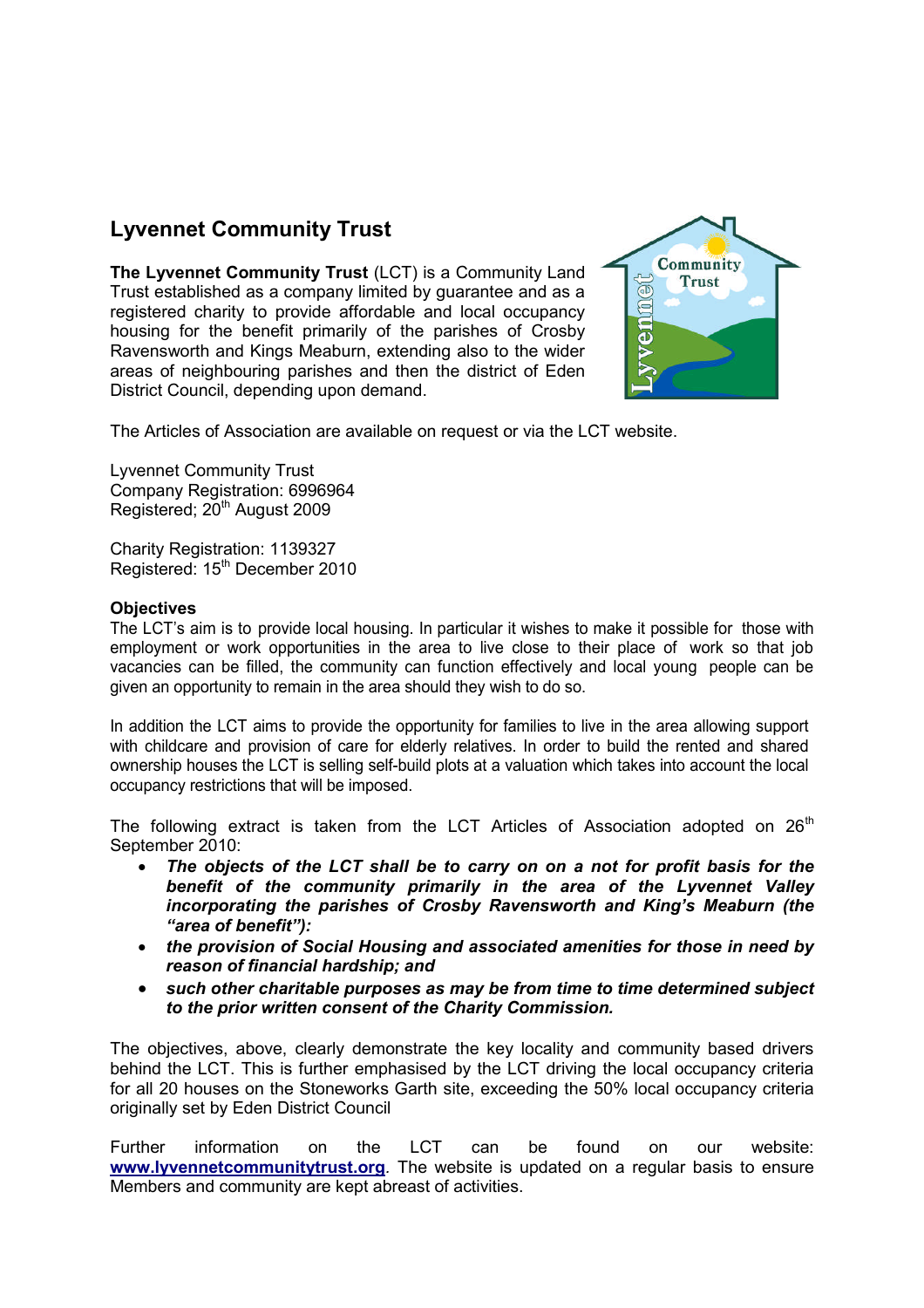## Lyvennet Community Trust

**The Lyvennet Community Trust** (LCT) is a Community Land Trust established as a company limited by guarantee and as a registered charity to provide affordable and local occupancy housing for the benefit primarily of the parishes of Crosby Ravensworth and Kings Meaburn, extending also to the wider areas of neighbouring parishes and then the district of Eden District Council, depending upon demand.

The Articles of Association are available on request or via the LCT website.

Lyvennet Community Trust
Company Registration: 6996964
Registered; 20th August 2009

Charity Registration: 1139327
Registered: 15th December 2010

### Objectives

The LCT's aim is to provide local housing. In particular it wishes to make it possible for those with employment or work opportunities in the area to live close to their place of work so that job vacancies can be filled, the community can function effectively and local young people can be given an opportunity to remain in the area should they wish to do so.

In addition the LCT aims to provide the opportunity for families to live in the area allowing support with childcare and provision of care for elderly relatives. In order to build the rented and shared ownership houses the LCT is selling self-build plots at a valuation which takes into account the local occupancy restrictions that will be imposed.

The following extract is taken from the LCT Articles of Association adopted on 26th September 2010:

- ***The objects of the LCT shall be to carry on on a not for profit basis for the benefit of the community primarily in the area of the Lyvennet Valley incorporating the parishes of Crosby Ravensworth and King's Meaburn (the "area of benefit"):***
- ***the provision of Social Housing and associated amenities for those in need by reason of financial hardship; and***
- ***such other charitable purposes as may be from time to time determined subject to the prior written consent of the Charity Commission.***

The objectives, above, clearly demonstrate the key locality and community based drivers behind the LCT. This is further emphasised by the LCT driving the local occupancy criteria for all 20 houses on the Stoneworks Garth site, exceeding the 50% local occupancy criteria originally set by Eden District Council

Further information on the LCT can be found on our website: **www.lyvennetcommunitytrust.org**. The website is updated on a regular basis to ensure Members and community are kept abreast of activities.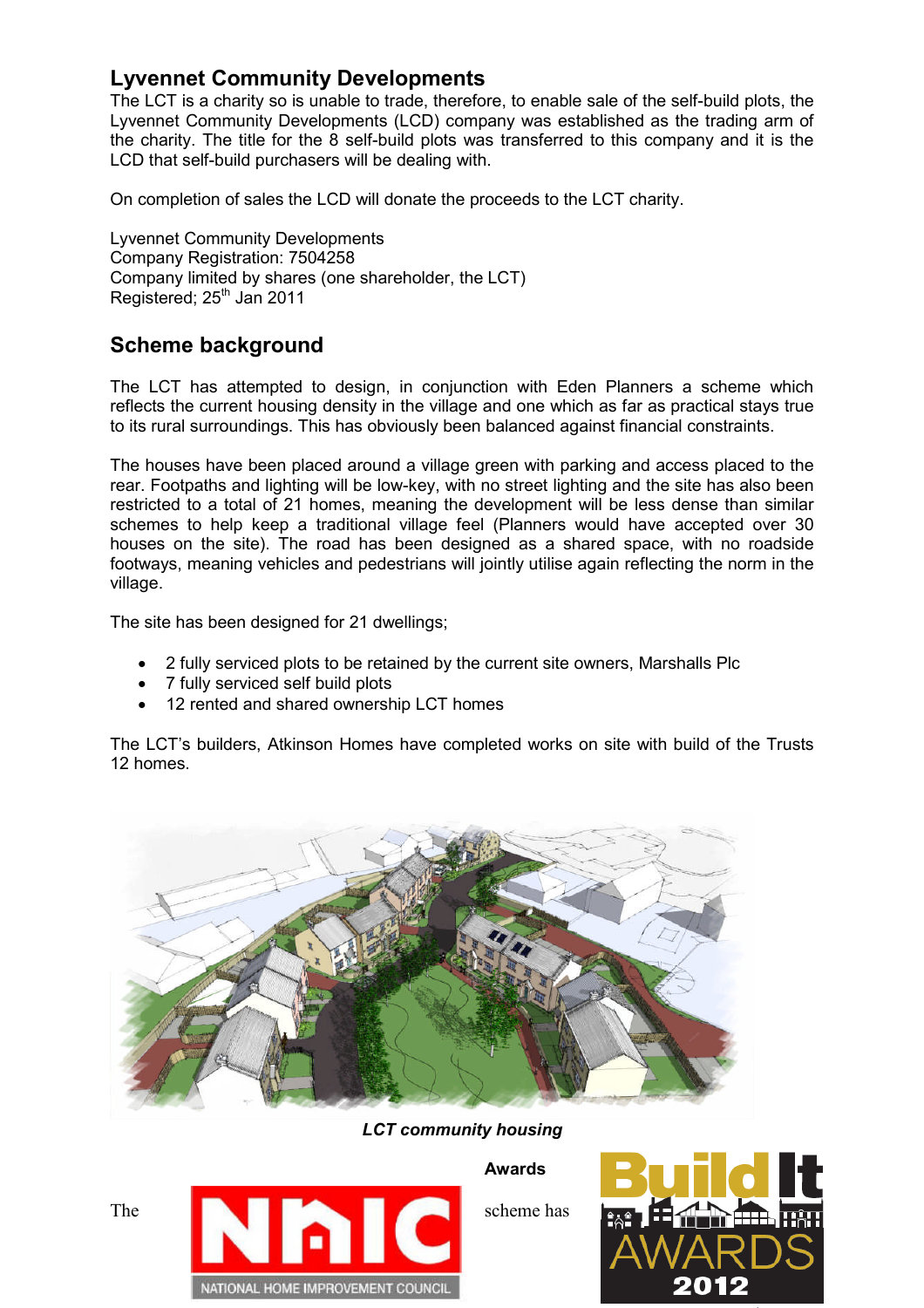## Lyvennet Community Developments

The LCT is a charity so is unable to trade, therefore, to enable sale of the self-build plots, the Lyvennet Community Developments (LCD) company was established as the trading arm of the charity. The title for the 8 self-build plots was transferred to this company and it is the LCD that self-build purchasers will be dealing with.

On completion of sales the LCD will donate the proceeds to the LCT charity.

Lyvennet Community Developments
Company Registration: 7504258
Company limited by shares (one shareholder, the LCT)
Registered; 25th Jan 2011

## Scheme background

The LCT has attempted to design, in conjunction with Eden Planners a scheme which reflects the current housing density in the village and one which as far as practical stays true to its rural surroundings. This has obviously been balanced against financial constraints.

The houses have been placed around a village green with parking and access placed to the rear. Footpaths and lighting will be low-key, with no street lighting and the site has also been restricted to a total of 21 homes, meaning the development will be less dense than similar schemes to help keep a traditional village feel (Planners would have accepted over 30 houses on the site). The road has been designed as a shared space, with no roadside footways, meaning vehicles and pedestrians will jointly utilise again reflecting the norm in the village.

The site has been designed for 21 dwellings;

- 2 fully serviced plots to be retained by the current site owners, Marshalls Plc
- 7 fully serviced self build plots
- 12 rented and shared ownership LCT homes

The LCT's builders, Atkinson Homes have completed works on site with build of the Trusts 12 homes.

***LCT community housing***

**Awards**

The scheme has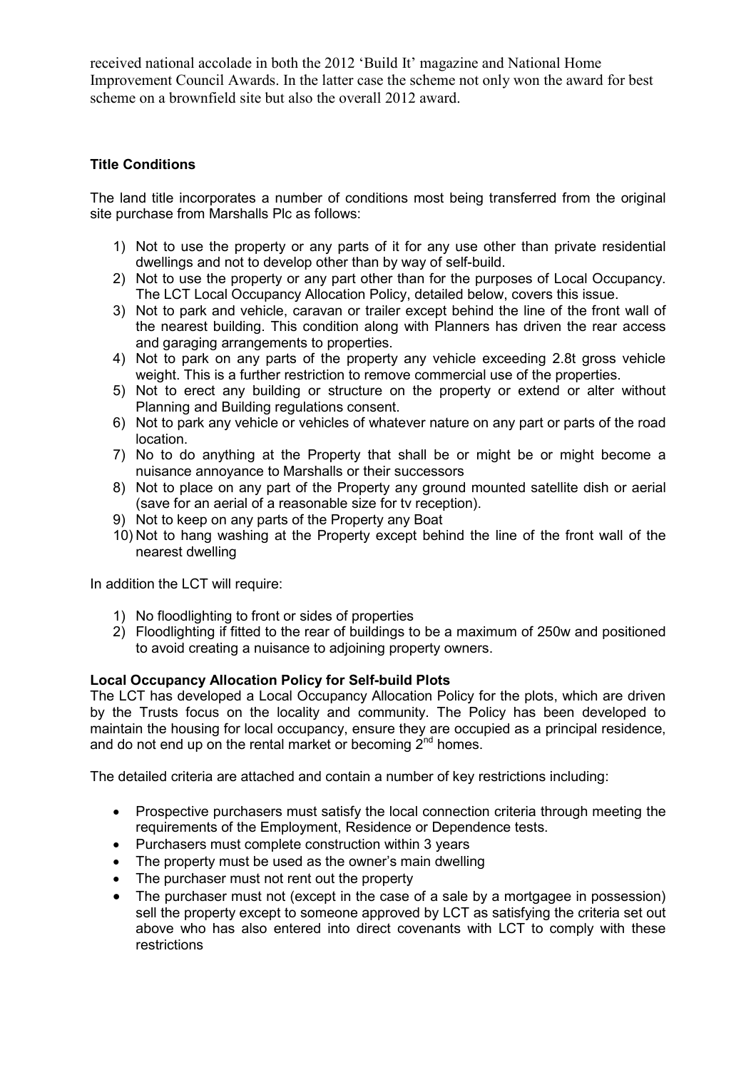received national accolade in both the 2012 'Build It' magazine and National Home Improvement Council Awards. In the latter case the scheme not only won the award for best scheme on a brownfield site but also the overall 2012 award.

**Title Conditions**

The land title incorporates a number of conditions most being transferred from the original site purchase from Marshalls Plc as follows:

1) Not to use the property or any parts of it for any use other than private residential dwellings and not to develop other than by way of self-build.
2) Not to use the property or any part other than for the purposes of Local Occupancy. The LCT Local Occupancy Allocation Policy, detailed below, covers this issue.
3) Not to park and vehicle, caravan or trailer except behind the line of the front wall of the nearest building. This condition along with Planners has driven the rear access and garaging arrangements to properties.
4) Not to park on any parts of the property any vehicle exceeding 2.8t gross vehicle weight. This is a further restriction to remove commercial use of the properties.
5) Not to erect any building or structure on the property or extend or alter without Planning and Building regulations consent.
6) Not to park any vehicle or vehicles of whatever nature on any part or parts of the road location.
7) No to do anything at the Property that shall be or might be or might become a nuisance annoyance to Marshalls or their successors
8) Not to place on any part of the Property any ground mounted satellite dish or aerial (save for an aerial of a reasonable size for tv reception).
9) Not to keep on any parts of the Property any Boat
10) Not to hang washing at the Property except behind the line of the front wall of the nearest dwelling

In addition the LCT will require:

1) No floodlighting to front or sides of properties
2) Floodlighting if fitted to the rear of buildings to be a maximum of 250w and positioned to avoid creating a nuisance to adjoining property owners.

**Local Occupancy Allocation Policy for Self-build Plots**

The LCT has developed a Local Occupancy Allocation Policy for the plots, which are driven by the Trusts focus on the locality and community. The Policy has been developed to maintain the housing for local occupancy, ensure they are occupied as a principal residence, and do not end up on the rental market or becoming 2nd homes.

The detailed criteria are attached and contain a number of key restrictions including:

- Prospective purchasers must satisfy the local connection criteria through meeting the requirements of the Employment, Residence or Dependence tests.
- Purchasers must complete construction within 3 years
- The property must be used as the owner's main dwelling
- The purchaser must not rent out the property
- The purchaser must not (except in the case of a sale by a mortgagee in possession) sell the property except to someone approved by LCT as satisfying the criteria set out above who has also entered into direct covenants with LCT to comply with these restrictions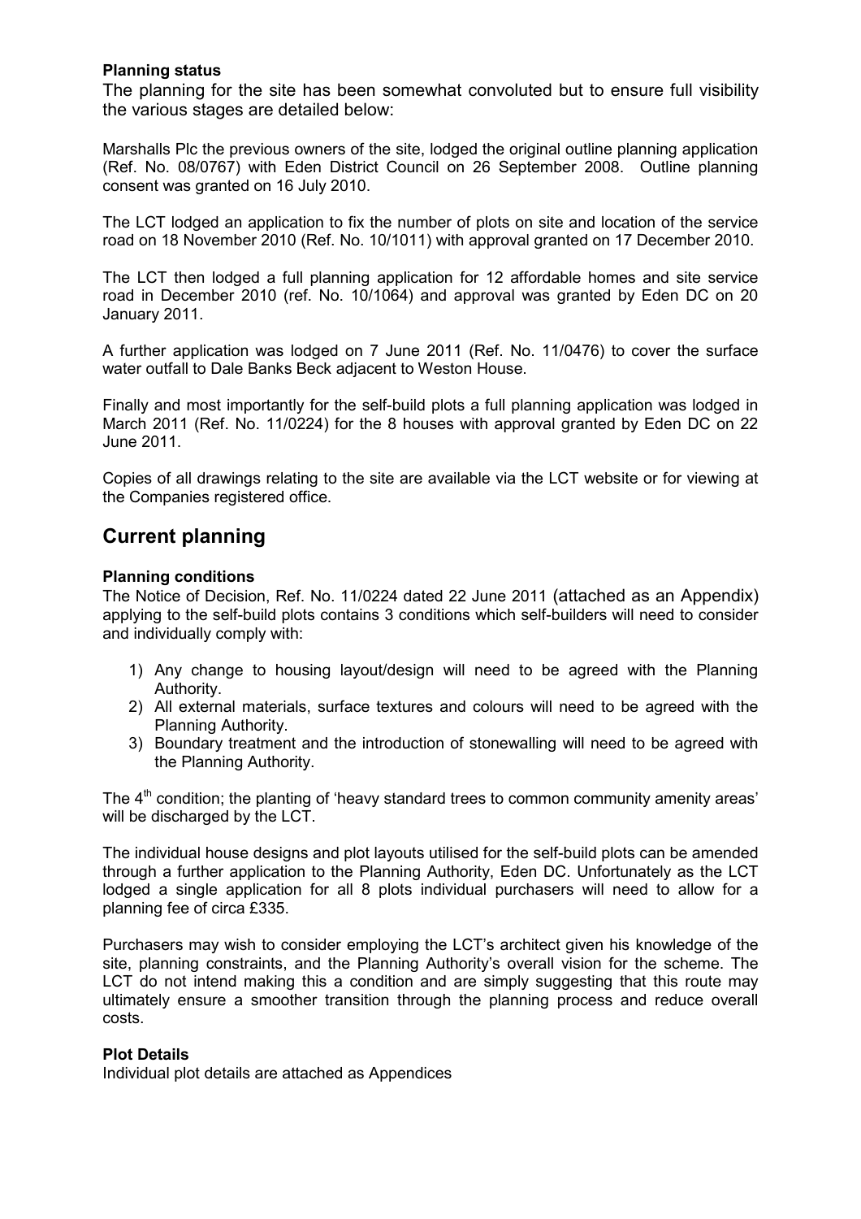**Planning status**

The planning for the site has been somewhat convoluted but to ensure full visibility the various stages are detailed below:

Marshalls Plc the previous owners of the site, lodged the original outline planning application (Ref. No. 08/0767) with Eden District Council on 26 September 2008. Outline planning consent was granted on 16 July 2010.

The LCT lodged an application to fix the number of plots on site and location of the service road on 18 November 2010 (Ref. No. 10/1011) with approval granted on 17 December 2010.

The LCT then lodged a full planning application for 12 affordable homes and site service road in December 2010 (ref. No. 10/1064) and approval was granted by Eden DC on 20 January 2011.

A further application was lodged on 7 June 2011 (Ref. No. 11/0476) to cover the surface water outfall to Dale Banks Beck adjacent to Weston House.

Finally and most importantly for the self-build plots a full planning application was lodged in March 2011 (Ref. No. 11/0224) for the 8 houses with approval granted by Eden DC on 22 June 2011.

Copies of all drawings relating to the site are available via the LCT website or for viewing at the Companies registered office.

## Current planning

**Planning conditions**

The Notice of Decision, Ref. No. 11/0224 dated 22 June 2011 (attached as an Appendix) applying to the self-build plots contains 3 conditions which self-builders will need to consider and individually comply with:

1) Any change to housing layout/design will need to be agreed with the Planning Authority.
2) All external materials, surface textures and colours will need to be agreed with the Planning Authority.
3) Boundary treatment and the introduction of stonewalling will need to be agreed with the Planning Authority.

The 4th condition; the planting of 'heavy standard trees to common community amenity areas' will be discharged by the LCT.

The individual house designs and plot layouts utilised for the self-build plots can be amended through a further application to the Planning Authority, Eden DC. Unfortunately as the LCT lodged a single application for all 8 plots individual purchasers will need to allow for a planning fee of circa £335.

Purchasers may wish to consider employing the LCT's architect given his knowledge of the site, planning constraints, and the Planning Authority's overall vision for the scheme. The LCT do not intend making this a condition and are simply suggesting that this route may ultimately ensure a smoother transition through the planning process and reduce overall costs.

**Plot Details**

Individual plot details are attached as Appendices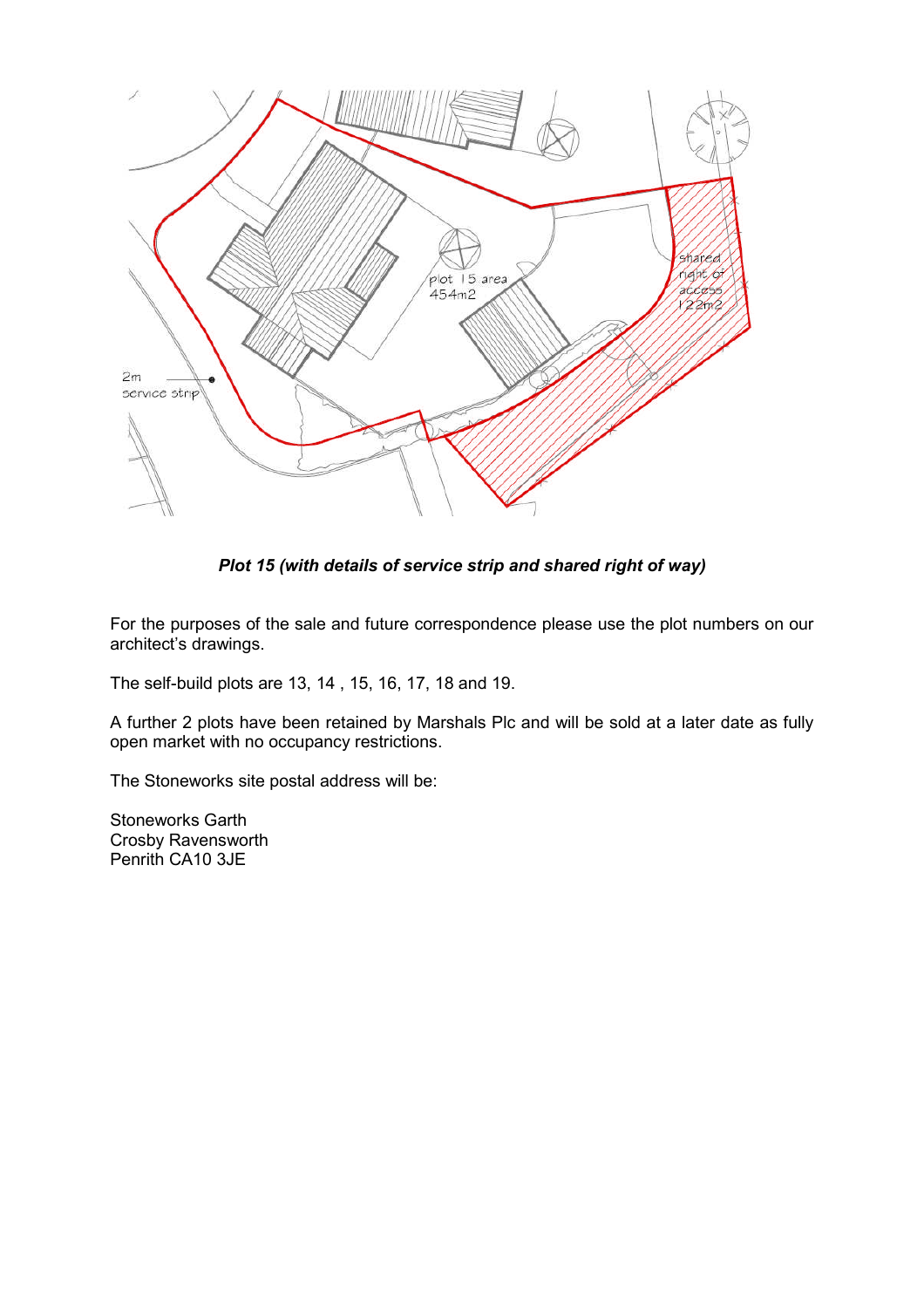*Plot 15 (with details of service strip and shared right of way)*

For the purposes of the sale and future correspondence please use the plot numbers on our architect's drawings.

The self-build plots are 13, 14 , 15, 16, 17, 18 and 19.

A further 2 plots have been retained by Marshals Plc and will be sold at a later date as fully open market with no occupancy restrictions.

The Stoneworks site postal address will be:

Stoneworks Garth
Crosby Ravensworth
Penrith CA10 3JE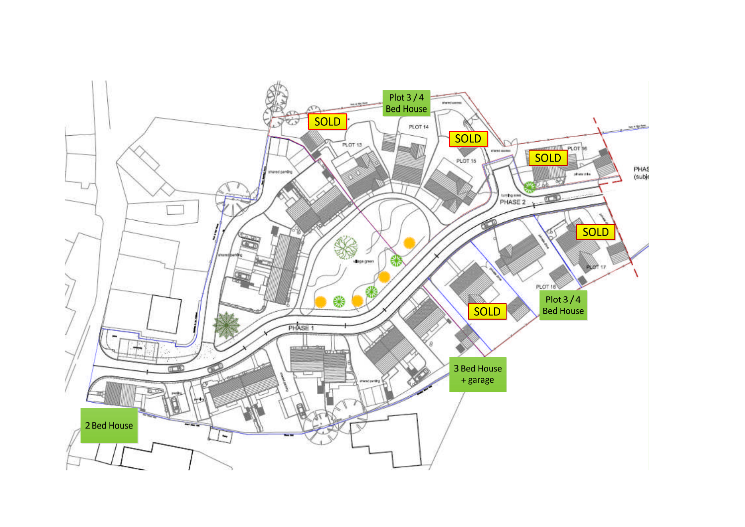Plot 3 / 4 Bed House

SOLD

PLOT 14

PLOT 13

SOLD

PLOT 15

SOLD

PLOT 16

PHASE 2

SOLD

PLOT 17

PLOT 18

SOLD

Plot 3 / 4 Bed House

PHASE 1

3 Bed House + garage

2 Bed House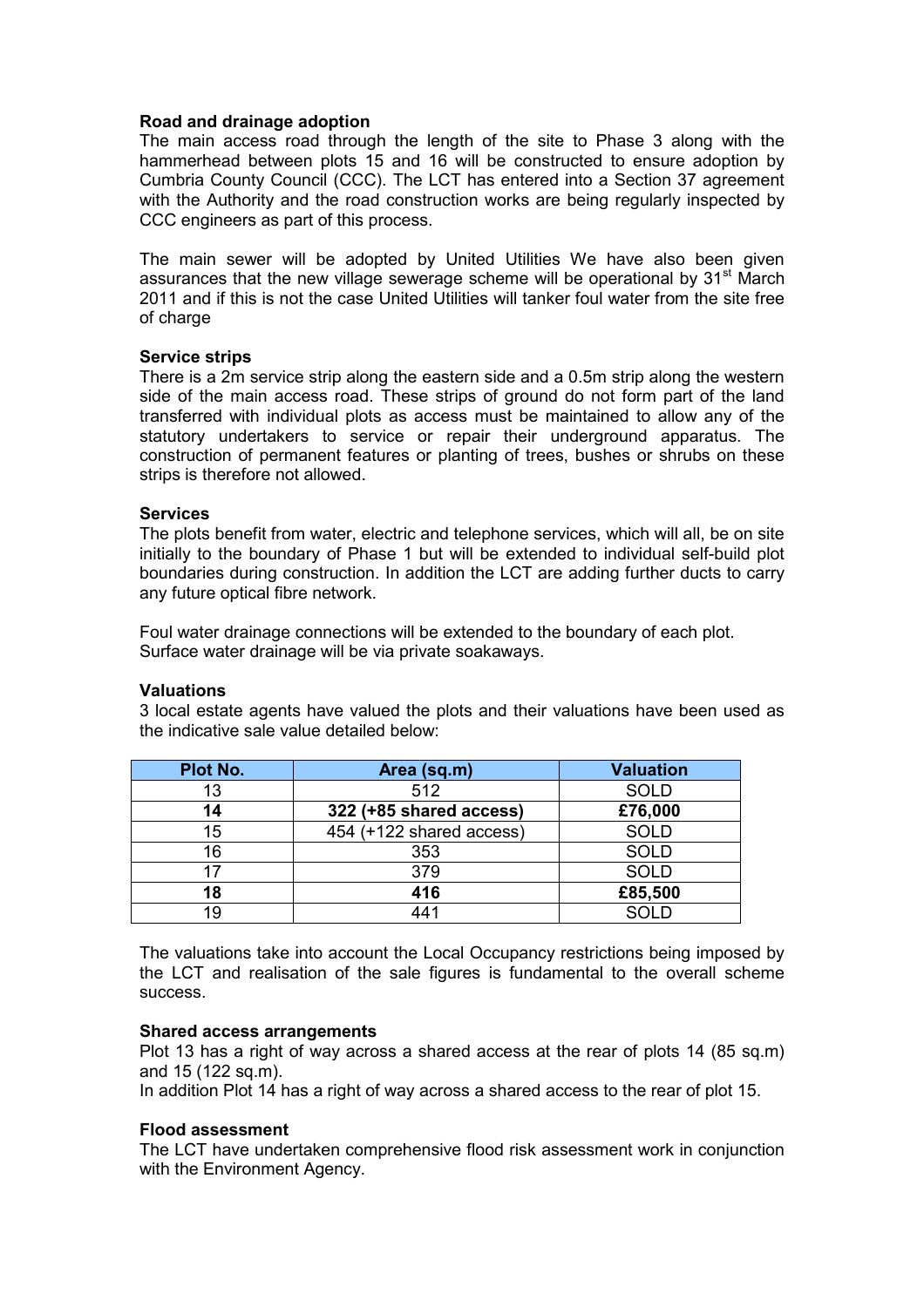**Road and drainage adoption**

The main access road through the length of the site to Phase 3 along with the hammerhead between plots 15 and 16 will be constructed to ensure adoption by Cumbria County Council (CCC). The LCT has entered into a Section 37 agreement with the Authority and the road construction works are being regularly inspected by CCC engineers as part of this process.

The main sewer will be adopted by United Utilities We have also been given assurances that the new village sewerage scheme will be operational by 31st March 2011 and if this is not the case United Utilities will tanker foul water from the site free of charge

**Service strips**

There is a 2m service strip along the eastern side and a 0.5m strip along the western side of the main access road. These strips of ground do not form part of the land transferred with individual plots as access must be maintained to allow any of the statutory undertakers to service or repair their underground apparatus. The construction of permanent features or planting of trees, bushes or shrubs on these strips is therefore not allowed.

**Services**

The plots benefit from water, electric and telephone services, which will all, be on site initially to the boundary of Phase 1 but will be extended to individual self-build plot boundaries during construction. In addition the LCT are adding further ducts to carry any future optical fibre network.

Foul water drainage connections will be extended to the boundary of each plot.
Surface water drainage will be via private soakaways.

**Valuations**

3 local estate agents have valued the plots and their valuations have been used as the indicative sale value detailed below:

| Plot No. | Area (sq.m) | Valuation |
|---|---|---|
| 13 | 512 | SOLD |
| **14** | **322 (+85 shared access)** | **£76,000** |
| 15 | 454 (+122 shared access) | SOLD |
| 16 | 353 | SOLD |
| 17 | 379 | SOLD |
| **18** | **416** | **£85,500** |
| 19 | 441 | SOLD |

The valuations take into account the Local Occupancy restrictions being imposed by the LCT and realisation of the sale figures is fundamental to the overall scheme success.

**Shared access arrangements**

Plot 13 has a right of way across a shared access at the rear of plots 14 (85 sq.m) and 15 (122 sq.m).
In addition Plot 14 has a right of way across a shared access to the rear of plot 15.

**Flood assessment**

The LCT have undertaken comprehensive flood risk assessment work in conjunction with the Environment Agency.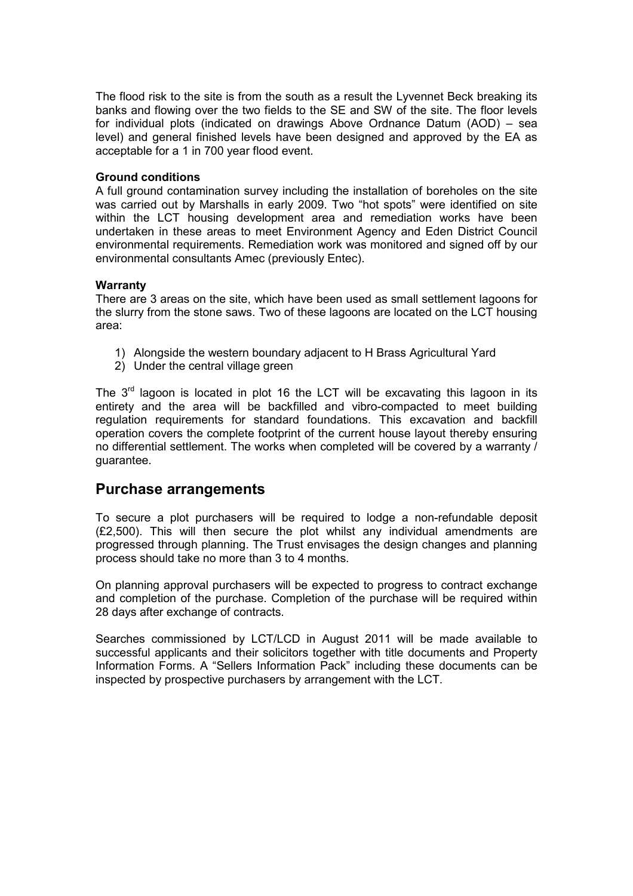The flood risk to the site is from the south as a result the Lyvennet Beck breaking its banks and flowing over the two fields to the SE and SW of the site. The floor levels for individual plots (indicated on drawings Above Ordnance Datum (AOD) – sea level) and general finished levels have been designed and approved by the EA as acceptable for a 1 in 700 year flood event.

**Ground conditions**

A full ground contamination survey including the installation of boreholes on the site was carried out by Marshalls in early 2009. Two "hot spots" were identified on site within the LCT housing development area and remediation works have been undertaken in these areas to meet Environment Agency and Eden District Council environmental requirements. Remediation work was monitored and signed off by our environmental consultants Amec (previously Entec).

**Warranty**

There are 3 areas on the site, which have been used as small settlement lagoons for the slurry from the stone saws. Two of these lagoons are located on the LCT housing area:

1) Alongside the western boundary adjacent to H Brass Agricultural Yard
2) Under the central village green

The 3rd lagoon is located in plot 16 the LCT will be excavating this lagoon in its entirety and the area will be backfilled and vibro-compacted to meet building regulation requirements for standard foundations. This excavation and backfill operation covers the complete footprint of the current house layout thereby ensuring no differential settlement. The works when completed will be covered by a warranty / guarantee.

## Purchase arrangements

To secure a plot purchasers will be required to lodge a non-refundable deposit (£2,500). This will then secure the plot whilst any individual amendments are progressed through planning. The Trust envisages the design changes and planning process should take no more than 3 to 4 months.

On planning approval purchasers will be expected to progress to contract exchange and completion of the purchase. Completion of the purchase will be required within 28 days after exchange of contracts.

Searches commissioned by LCT/LCD in August 2011 will be made available to successful applicants and their solicitors together with title documents and Property Information Forms. A "Sellers Information Pack" including these documents can be inspected by prospective purchasers by arrangement with the LCT.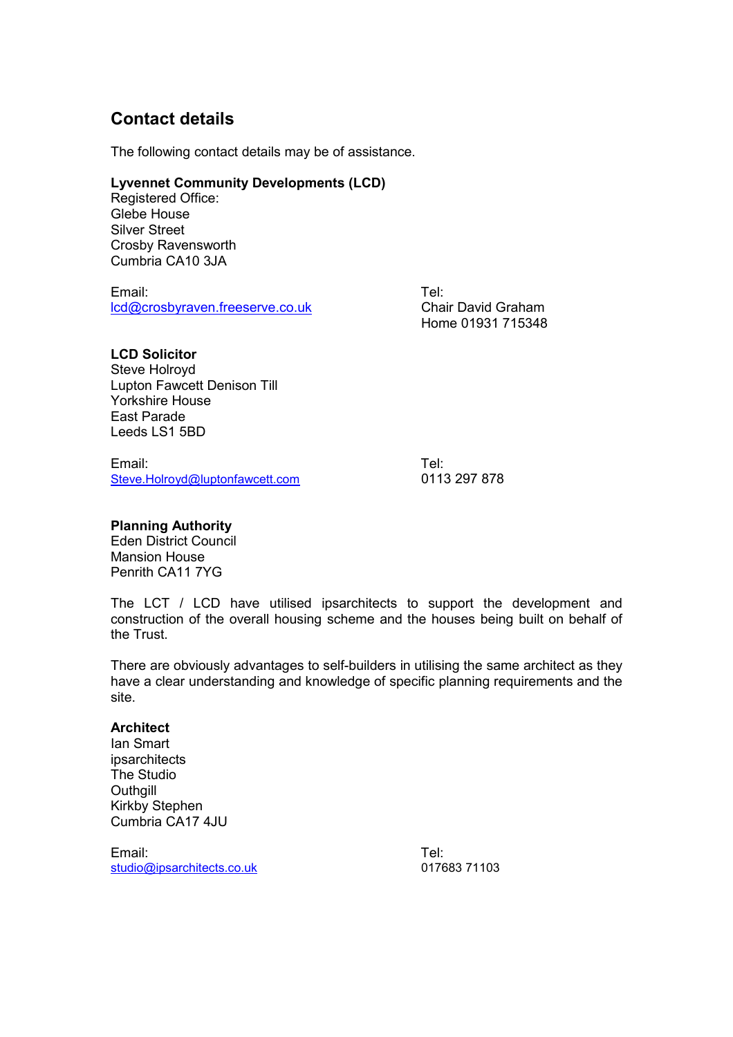## Contact details

The following contact details may be of assistance.

**Lyvennet Community Developments (LCD)**
Registered Office:
Glebe House
Silver Street
Crosby Ravensworth
Cumbria CA10 3JA

Email:
lcd@crosbyraven.freeserve.co.uk

Tel:
Chair David Graham
Home 01931 715348

**LCD Solicitor**
Steve Holroyd
Lupton Fawcett Denison Till
Yorkshire House
East Parade
Leeds LS1 5BD

Email:
Steve.Holroyd@luptonfawcett.com

Tel:
0113 297 878

**Planning Authority**
Eden District Council
Mansion House
Penrith CA11 7YG

The LCT / LCD have utilised ipsarchitects to support the development and construction of the overall housing scheme and the houses being built on behalf of the Trust.

There are obviously advantages to self-builders in utilising the same architect as they have a clear understanding and knowledge of specific planning requirements and the site.

**Architect**
Ian Smart
ipsarchitects
The Studio
Outhgill
Kirkby Stephen
Cumbria CA17 4JU

Email:
studio@ipsarchitects.co.uk

Tel:
017683 71103